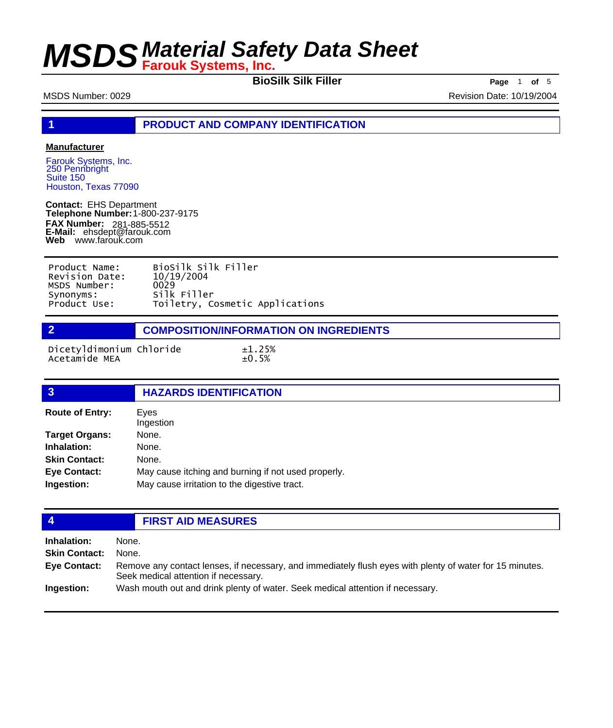# MSDS Material Safety Data Sheet

**Farouk Systems, Inc.**

**BioSilk Silk Filler**

MSDS Number: 0029

Revision Date: 10/19/2004

## 1 PRODUCT AND COMPANY IDENTIFICATION

**Manufacturer**

Farouk Systems, Inc.
250 Pennbright
Suite 150
Houston, Texas 77090

**Contact:** EHS Department
**Telephone Number:** 1-800-237-9175
**FAX Number:** 281-885-5512
**E-Mail:** ehsdept@farouk.com
**Web** www.farouk.com

| | |
|---|---|
| Product Name: | BioSilk Silk Filler |
| Revision Date: | 10/19/2004 |
| MSDS Number: | 0029 |
| Synonyms: | Silk Filler |
| Product Use: | Toiletry, Cosmetic Applications |

## 2 COMPOSITION/INFORMATION ON INGREDIENTS

| | |
|---|---|
| Dicetyldimonium Chloride | ±1.25% |
| Acetamide MEA | ±0.5% |

## 3 HAZARDS IDENTIFICATION

**Route of Entry:** Eyes
Ingestion

**Target Organs:** None.

**Inhalation:** None.

**Skin Contact:** None.

**Eye Contact:** May cause itching and burning if not used properly.

**Ingestion:** May cause irritation to the digestive tract.

## 4 FIRST AID MEASURES

**Inhalation:** None.

**Skin Contact:** None.

**Eye Contact:** Remove any contact lenses, if necessary, and immediately flush eyes with plenty of water for 15 minutes. Seek medical attention if necessary.

**Ingestion:** Wash mouth out and drink plenty of water. Seek medical attention if necessary.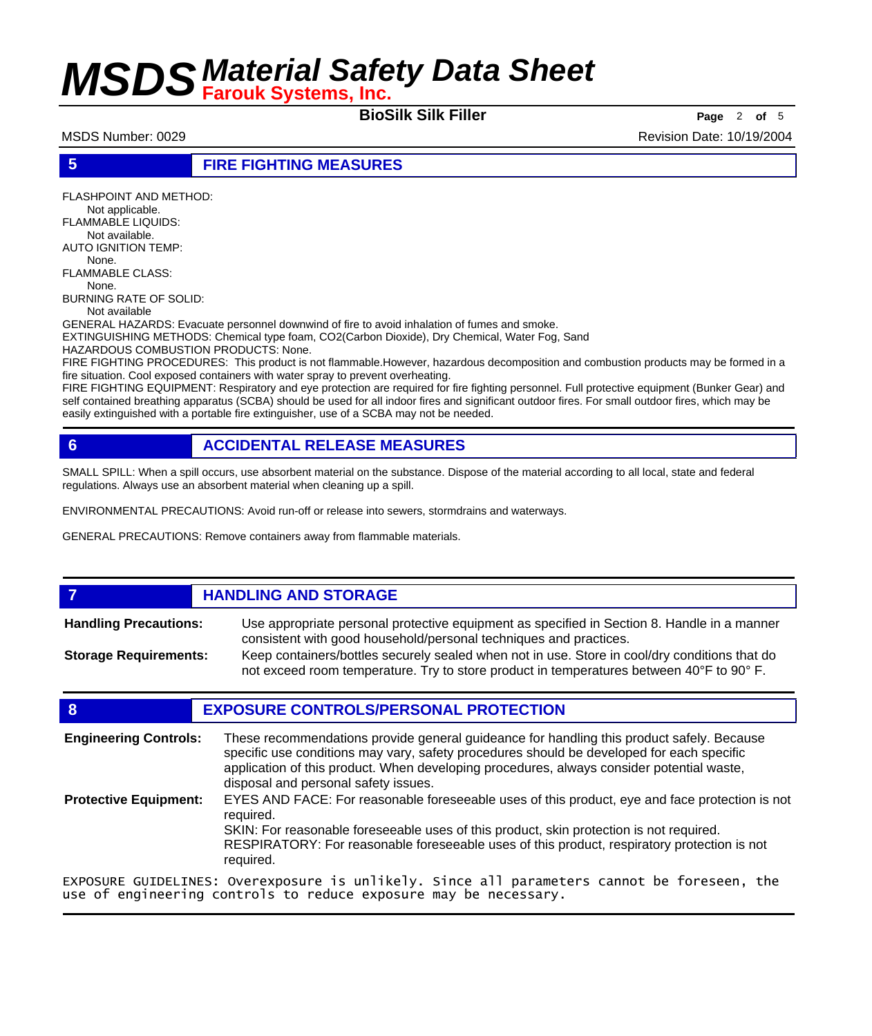## 5 FIRE FIGHTING MEASURES

FLASHPOINT AND METHOD:
Not applicable.
FLAMMABLE LIQUIDS:
Not available.
AUTO IGNITION TEMP:
None.
FLAMMABLE CLASS:
None.
BURNING RATE OF SOLID:
Not available
GENERAL HAZARDS: Evacuate personnel downwind of fire to avoid inhalation of fumes and smoke.
EXTINGUISHING METHODS: Chemical type foam, $CO_2$(Carbon Dioxide), Dry Chemical, Water Fog, Sand
HAZARDOUS COMBUSTION PRODUCTS: None.
FIRE FIGHTING PROCEDURES: This product is not flammable.However, hazardous decomposition and combustion products may be formed in a fire situation. Cool exposed containers with water spray to prevent overheating.
FIRE FIGHTING EQUIPMENT: Respiratory and eye protection are required for fire fighting personnel. Full protective equipment (Bunker Gear) and self contained breathing apparatus (SCBA) should be used for all indoor fires and significant outdoor fires. For small outdoor fires, which may be easily extinguished with a portable fire extinguisher, use of a SCBA may not be needed.

## 6 ACCIDENTAL RELEASE MEASURES

SMALL SPILL: When a spill occurs, use absorbent material on the substance. Dispose of the material according to all local, state and federal regulations. Always use an absorbent material when cleaning up a spill.

ENVIRONMENTAL PRECAUTIONS: Avoid run-off or release into sewers, stormdrains and waterways.

GENERAL PRECAUTIONS: Remove containers away from flammable materials.

## 7 HANDLING AND STORAGE

**Handling Precautions:** Use appropriate personal protective equipment as specified in Section 8. Handle in a manner consistent with good household/personal techniques and practices.

**Storage Requirements:** Keep containers/bottles securely sealed when not in use. Store in cool/dry conditions that do not exceed room temperature. Try to store product in temperatures between 40°F to 90° F.

## 8 EXPOSURE CONTROLS/PERSONAL PROTECTION

**Engineering Controls:** These recommendations provide general guideance for handling this product safely. Because specific use conditions may vary, safety procedures should be developed for each specific application of this product. When developing procedures, always consider potential waste, disposal and personal safety issues.

**Protective Equipment:** EYES AND FACE: For reasonable foreseeable uses of this product, eye and face protection is not required.
SKIN: For reasonable foreseeable uses of this product, skin protection is not required.
RESPIRATORY: For reasonable foreseeable uses of this product, respiratory protection is not required.

EXPOSURE GUIDELINES: Overexposure is unlikely. Since all parameters cannot be foreseen, the use of engineering controls to reduce exposure may be necessary.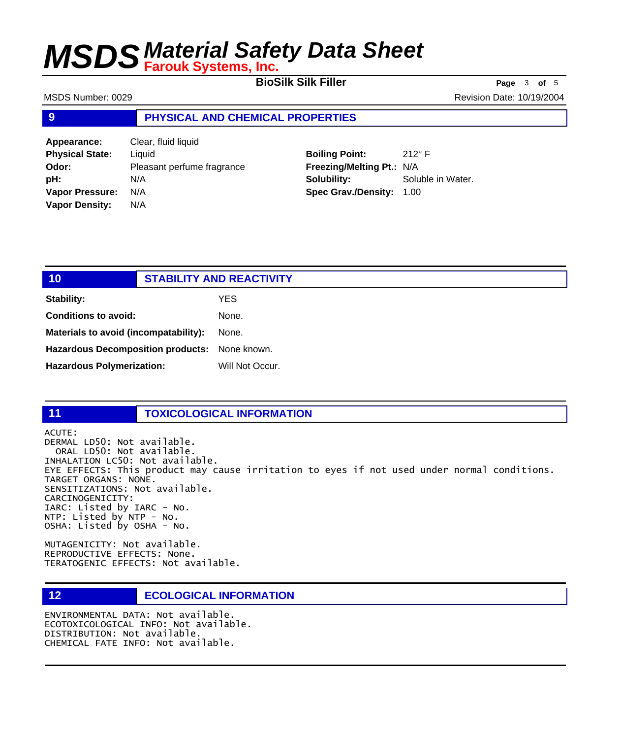## 9 PHYSICAL AND CHEMICAL PROPERTIES

| | | | |
|---|---|---|---|
| **Appearance:** | Clear, fluid liquid | | |
| **Physical State:** | Liquid | **Boiling Point:** | 212° F |
| **Odor:** | Pleasant perfume fragrance | **Freezing/Melting Pt.:** | N/A |
| **pH:** | N/A | **Solubility:** | Soluble in Water. |
| **Vapor Pressure:** | N/A | **Spec Grav./Density:** | 1.00 |
| **Vapor Density:** | N/A | | |

## 10 STABILITY AND REACTIVITY

**Stability:** YES

**Conditions to avoid:** None.

**Materials to avoid (incompatability):** None.

**Hazardous Decomposition products:** None known.

**Hazardous Polymerization:** Will Not Occur.

## 11 TOXICOLOGICAL INFORMATION

```
ACUTE:
DERMAL LD50: Not available.
  ORAL LD50: Not available.
INHALATION LC50: Not available.
EYE EFFECTS: This product may cause irritation to eyes if not used under normal conditions.
TARGET ORGANS: NONE.
SENSITIZATIONS: Not available.
CARCINOGENICITY:
IARC: Listed by IARC - No.
NTP: Listed by NTP - No.
OSHA: Listed by OSHA - No.

MUTAGENICITY: Not available.
REPRODUCTIVE EFFECTS: None.
TERATOGENIC EFFECTS: Not available.
```

## 12 ECOLOGICAL INFORMATION

```
ENVIRONMENTAL DATA: Not available.
ECOTOXICOLOGICAL INFO: Not available.
DISTRIBUTION: Not available.
CHEMICAL FATE INFO: Not available.
```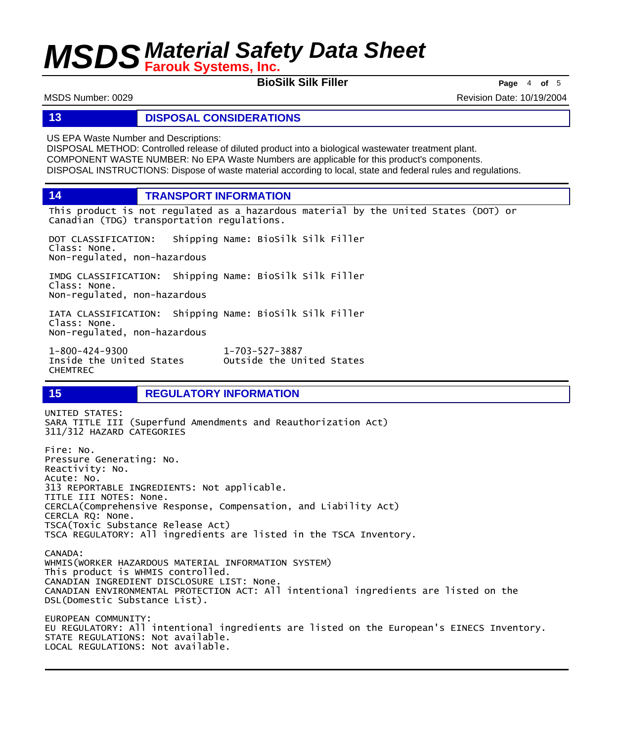## 13 DISPOSAL CONSIDERATIONS

US EPA Waste Number and Descriptions:
DISPOSAL METHOD: Controlled release of diluted product into a biological wastewater treatment plant.
COMPONENT WASTE NUMBER: No EPA Waste Numbers are applicable for this product's components.
DISPOSAL INSTRUCTIONS: Dispose of waste material according to local, state and federal rules and regulations.

## 14 TRANSPORT INFORMATION

This product is not regulated as a hazardous material by the United States (DOT) or Canadian (TDG) transportation regulations.

DOT CLASSIFICATION: Shipping Name: BioSilk Silk Filler
Class: None.
Non-regulated, non-hazardous

IMDG CLASSIFICATION: Shipping Name: BioSilk Silk Filler
Class: None.
Non-regulated, non-hazardous

IATA CLASSIFICATION: Shipping Name: BioSilk Silk Filler
Class: None.
Non-regulated, non-hazardous

1-800-424-9300 Inside the United States
1-703-527-3887 Outside the United States
CHEMTREC

## 15 REGULATORY INFORMATION

UNITED STATES:
SARA TITLE III (Superfund Amendments and Reauthorization Act)
311/312 HAZARD CATEGORIES

Fire: No.
Pressure Generating: No.
Reactivity: No.
Acute: No.
313 REPORTABLE INGREDIENTS: Not applicable.
TITLE III NOTES: None.
CERCLA(Comprehensive Response, Compensation, and Liability Act)
CERCLA RQ: None.
TSCA(Toxic Substance Release Act)
TSCA REGULATORY: All ingredients are listed in the TSCA Inventory.

CANADA:
WHMIS(WORKER HAZARDOUS MATERIAL INFORMATION SYSTEM)
This product is WHMIS controlled.
CANADIAN INGREDIENT DISCLOSURE LIST: None.
CANADIAN ENVIRONMENTAL PROTECTION ACT: All intentional ingredients are listed on the DSL(Domestic Substance List).

EUROPEAN COMMUNITY:
EU REGULATORY: All intentional ingredients are listed on the European's EINECS Inventory.
STATE REGULATIONS: Not available.
LOCAL REGULATIONS: Not available.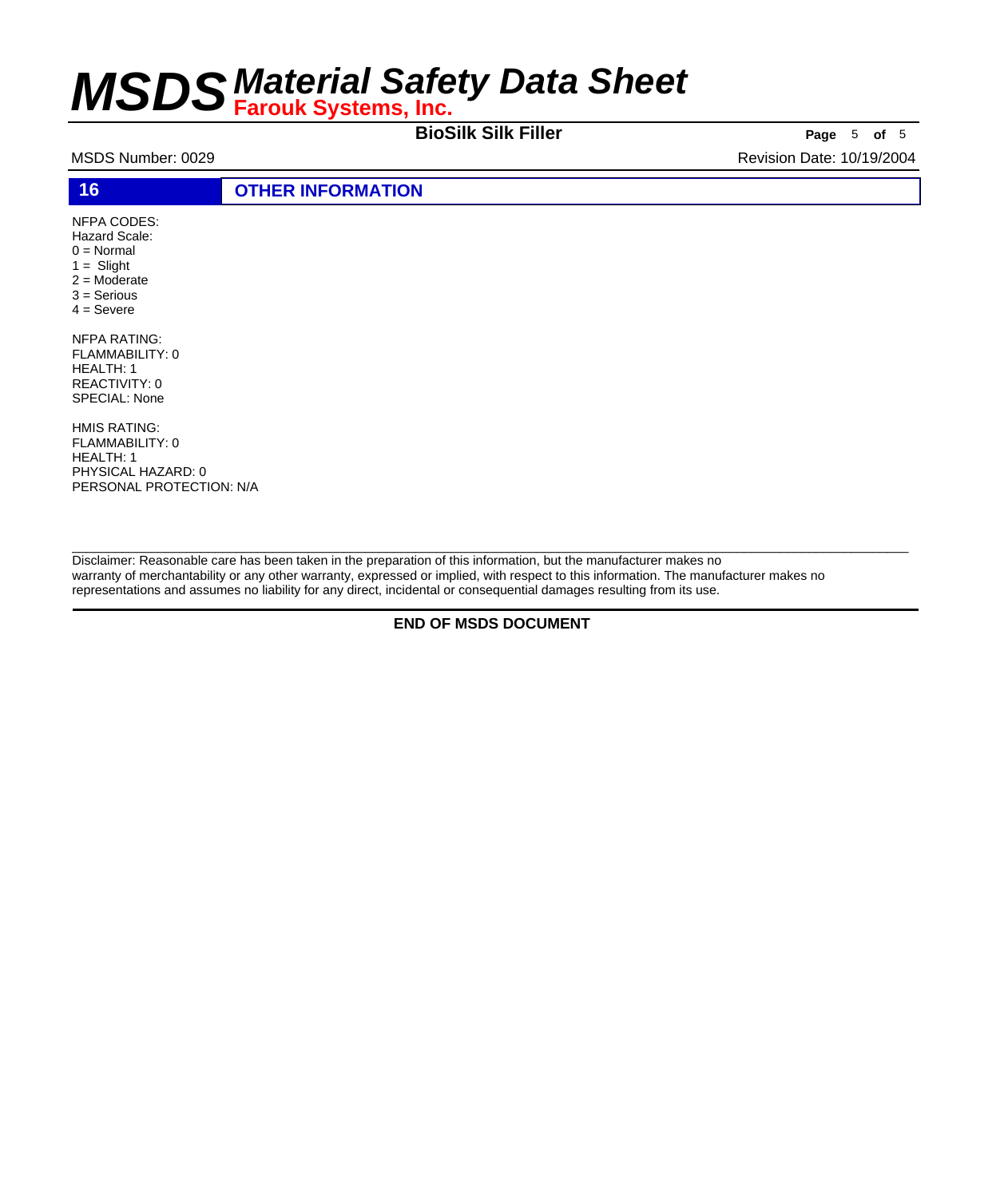## 16 OTHER INFORMATION

NFPA CODES:
Hazard Scale:
0 = Normal
1 = Slight
2 = Moderate
3 = Serious
4 = Severe

NFPA RATING:
FLAMMABILITY: 0
HEALTH: 1
REACTIVITY: 0
SPECIAL: None

HMIS RATING:
FLAMMABILITY: 0
HEALTH: 1
PHYSICAL HAZARD: 0
PERSONAL PROTECTION: N/A

---

Disclaimer: Reasonable care has been taken in the preparation of this information, but the manufacturer makes no warranty of merchantability or any other warranty, expressed or implied, with respect to this information. The manufacturer makes no representations and assumes no liability for any direct, incidental or consequential damages resulting from its use.

---

**END OF MSDS DOCUMENT**